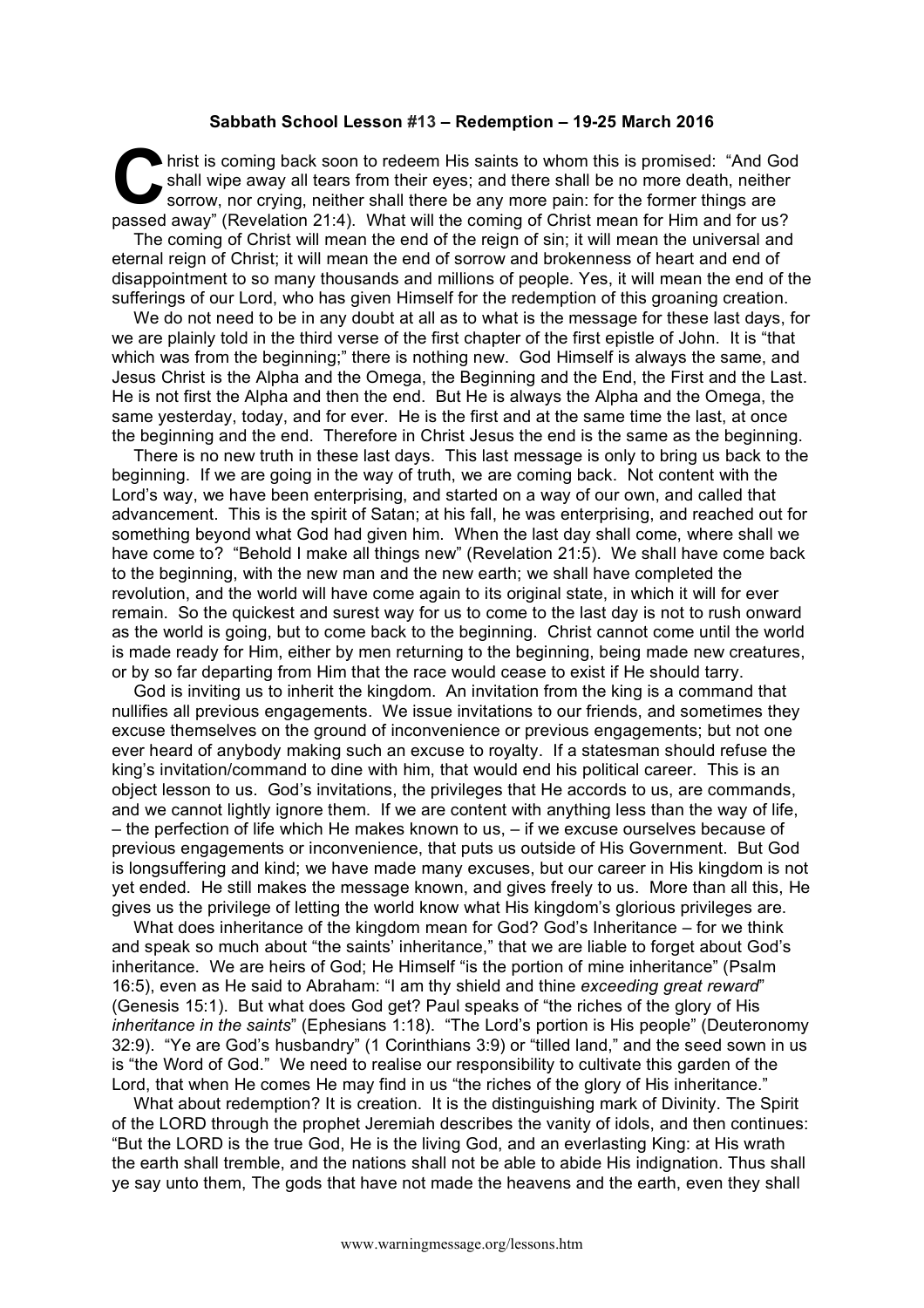**Sabbath School Lesson #13 – Redemption – 19-25 March 2016**

Christ is coming back soon to redeem His saints to whom this is promised: "And God shall wipe away all tears from their eyes; and there shall be no more death, neither sorrow, nor crying, neither shall there be any more pain: for the former things are passed away" (Revelation 21:4). What will the coming of Christ mean for Him and for us?

The coming of Christ will mean the end of the reign of sin; it will mean the universal and eternal reign of Christ; it will mean the end of sorrow and brokenness of heart and end of disappointment to so many thousands and millions of people. Yes, it will mean the end of the sufferings of our Lord, who has given Himself for the redemption of this groaning creation.

We do not need to be in any doubt at all as to what is the message for these last days, for we are plainly told in the third verse of the first chapter of the first epistle of John. It is "that which was from the beginning;" there is nothing new. God Himself is always the same, and Jesus Christ is the Alpha and the Omega, the Beginning and the End, the First and the Last. He is not first the Alpha and then the end. But He is always the Alpha and the Omega, the same yesterday, today, and for ever. He is the first and at the same time the last, at once the beginning and the end. Therefore in Christ Jesus the end is the same as the beginning.

There is no new truth in these last days. This last message is only to bring us back to the beginning. If we are going in the way of truth, we are coming back. Not content with the Lord's way, we have been enterprising, and started on a way of our own, and called that advancement. This is the spirit of Satan; at his fall, he was enterprising, and reached out for something beyond what God had given him. When the last day shall come, where shall we have come to? "Behold I make all things new" (Revelation 21:5). We shall have come back to the beginning, with the new man and the new earth; we shall have completed the revolution, and the world will have come again to its original state, in which it will for ever remain. So the quickest and surest way for us to come to the last day is not to rush onward as the world is going, but to come back to the beginning. Christ cannot come until the world is made ready for Him, either by men returning to the beginning, being made new creatures, or by so far departing from Him that the race would cease to exist if He should tarry.

God is inviting us to inherit the kingdom. An invitation from the king is a command that nullifies all previous engagements. We issue invitations to our friends, and sometimes they excuse themselves on the ground of inconvenience or previous engagements; but not one ever heard of anybody making such an excuse to royalty. If a statesman should refuse the king's invitation/command to dine with him, that would end his political career. This is an object lesson to us. God's invitations, the privileges that He accords to us, are commands, and we cannot lightly ignore them. If we are content with anything less than the way of life, – the perfection of life which He makes known to us, – if we excuse ourselves because of previous engagements or inconvenience, that puts us outside of His Government. But God is longsuffering and kind; we have made many excuses, but our career in His kingdom is not yet ended. He still makes the message known, and gives freely to us. More than all this, He gives us the privilege of letting the world know what His kingdom's glorious privileges are.

What does inheritance of the kingdom mean for God? God's Inheritance – for we think and speak so much about "the saints' inheritance," that we are liable to forget about God's inheritance. We are heirs of God; He Himself "is the portion of mine inheritance" (Psalm 16:5), even as He said to Abraham: "I am thy shield and thine *exceeding great reward*" (Genesis 15:1). But what does God get? Paul speaks of "the riches of the glory of His *inheritance in the saints*" (Ephesians 1:18). "The Lord's portion is His people" (Deuteronomy 32:9). "Ye are God's husbandry" (1 Corinthians 3:9) or "tilled land," and the seed sown in us is "the Word of God." We need to realise our responsibility to cultivate this garden of the Lord, that when He comes He may find in us "the riches of the glory of His inheritance."

What about redemption? It is creation. It is the distinguishing mark of Divinity. The Spirit of the LORD through the prophet Jeremiah describes the vanity of idols, and then continues: "But the LORD is the true God, He is the living God, and an everlasting King: at His wrath the earth shall tremble, and the nations shall not be able to abide His indignation. Thus shall ye say unto them, The gods that have not made the heavens and the earth, even they shall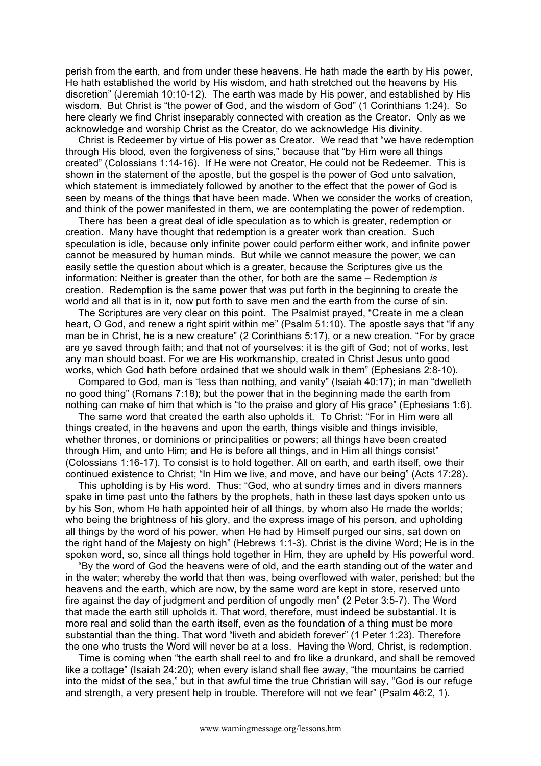perish from the earth, and from under these heavens. He hath made the earth by His power, He hath established the world by His wisdom, and hath stretched out the heavens by His discretion" (Jeremiah 10:10-12). The earth was made by His power, and established by His wisdom. But Christ is "the power of God, and the wisdom of God" (1 Corinthians 1:24). So here clearly we find Christ inseparably connected with creation as the Creator. Only as we acknowledge and worship Christ as the Creator, do we acknowledge His divinity.

Christ is Redeemer by virtue of His power as Creator. We read that "we have redemption through His blood, even the forgiveness of sins," because that "by Him were all things created" (Colossians 1:14-16). If He were not Creator, He could not be Redeemer. This is shown in the statement of the apostle, but the gospel is the power of God unto salvation, which statement is immediately followed by another to the effect that the power of God is seen by means of the things that have been made. When we consider the works of creation, and think of the power manifested in them, we are contemplating the power of redemption.

There has been a great deal of idle speculation as to which is greater, redemption or creation. Many have thought that redemption is a greater work than creation. Such speculation is idle, because only infinite power could perform either work, and infinite power cannot be measured by human minds. But while we cannot measure the power, we can easily settle the question about which is a greater, because the Scriptures give us the information: Neither is greater than the other, for both are the same – Redemption *is* creation. Redemption is the same power that was put forth in the beginning to create the world and all that is in it, now put forth to save men and the earth from the curse of sin.

The Scriptures are very clear on this point. The Psalmist prayed, "Create in me a clean heart, O God, and renew a right spirit within me" (Psalm 51:10). The apostle says that "if any man be in Christ, he is a new creature" (2 Corinthians 5:17), or a new creation. "For by grace are ye saved through faith; and that not of yourselves: it is the gift of God; not of works, lest any man should boast. For we are His workmanship, created in Christ Jesus unto good works, which God hath before ordained that we should walk in them" (Ephesians 2:8-10).

Compared to God, man is "less than nothing, and vanity" (Isaiah 40:17); in man "dwelleth no good thing" (Romans 7:18); but the power that in the beginning made the earth from nothing can make of him that which is "to the praise and glory of His grace" (Ephesians 1:6).

The same word that created the earth also upholds it. To Christ: "For in Him were all things created, in the heavens and upon the earth, things visible and things invisible, whether thrones, or dominions or principalities or powers; all things have been created through Him, and unto Him; and He is before all things, and in Him all things consist" (Colossians 1:16-17). To consist is to hold together. All on earth, and earth itself, owe their continued existence to Christ; "In Him we live, and move, and have our being" (Acts 17:28).

This upholding is by His word. Thus: "God, who at sundry times and in divers manners spake in time past unto the fathers by the prophets, hath in these last days spoken unto us by his Son, whom He hath appointed heir of all things, by whom also He made the worlds; who being the brightness of his glory, and the express image of his person, and upholding all things by the word of his power, when He had by Himself purged our sins, sat down on the right hand of the Majesty on high" (Hebrews 1:1-3). Christ is the divine Word; He is in the spoken word, so, since all things hold together in Him, they are upheld by His powerful word.

"By the word of God the heavens were of old, and the earth standing out of the water and in the water; whereby the world that then was, being overflowed with water, perished; but the heavens and the earth, which are now, by the same word are kept in store, reserved unto fire against the day of judgment and perdition of ungodly men" (2 Peter 3:5-7). The Word that made the earth still upholds it. That word, therefore, must indeed be substantial. It is more real and solid than the earth itself, even as the foundation of a thing must be more substantial than the thing. That word "liveth and abideth forever" (1 Peter 1:23). Therefore the one who trusts the Word will never be at a loss. Having the Word, Christ, is redemption.

Time is coming when "the earth shall reel to and fro like a drunkard, and shall be removed like a cottage" (Isaiah 24:20); when every island shall flee away, "the mountains be carried into the midst of the sea," but in that awful time the true Christian will say, "God is our refuge and strength, a very present help in trouble. Therefore will not we fear" (Psalm 46:2, 1).